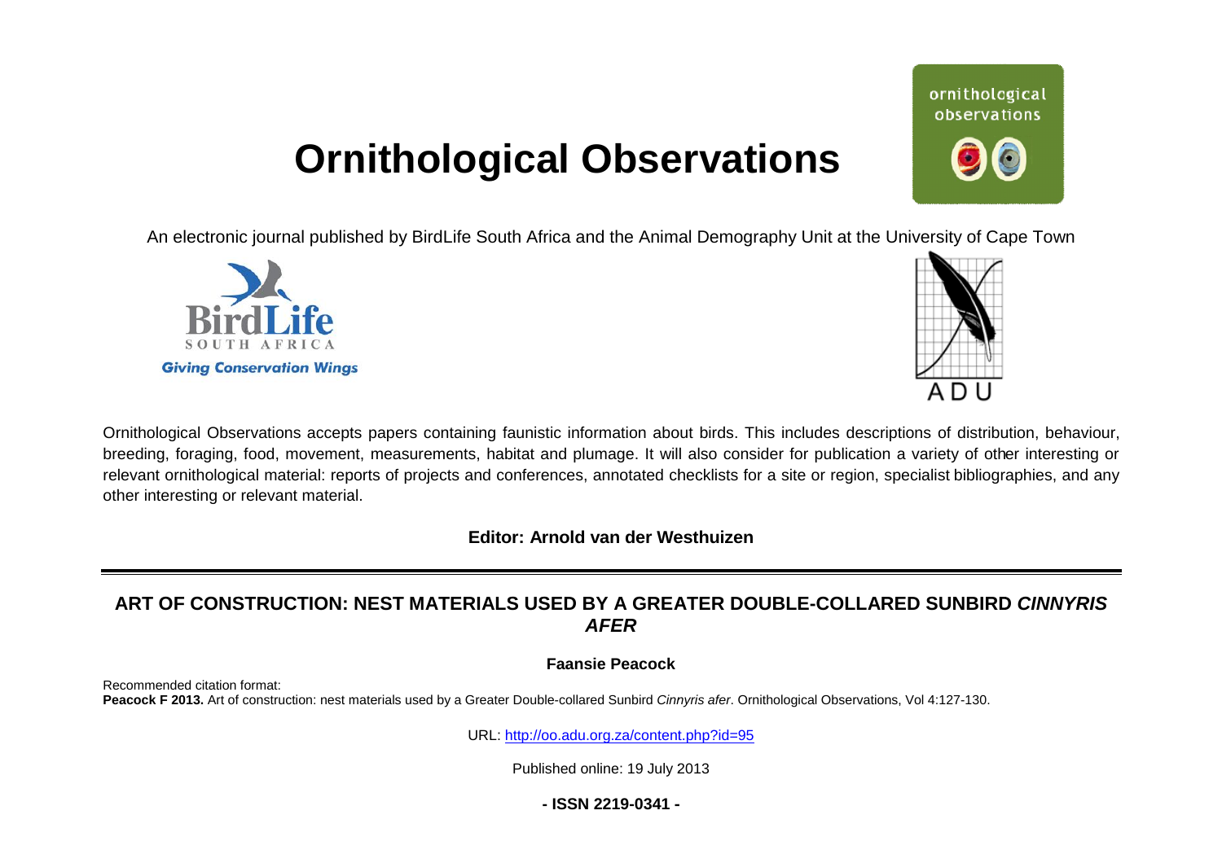# Ornithological Observations

An electronic journal published by BirdLife South Africa and the Animal Demography Unit at the University of Cape Town

Ornithological Observations accepts papers containing faunistic information about birds. This includes descriptions of distribution, behaviour, breeding, foraging, food, movement, measurements, habitat and plumage. It will also consider for publication a variety of other interesting or relevant ornithological material: reports of projects and conferences, annotated checklists for a site or region, specialist bibliographies, and any other interesting or relevant material.

**Editor: Arnold van der Westhuizen**

## ART OF CONSTRUCTION: NEST MATERIALS USED BY A GREATER DOUBLE-COLLARED SUNBIRD *CINNYRIS AFER*

**Faansie Peacock**

Recommended citation format:
**Peacock F 2013.** Art of construction: nest materials used by a Greater Double-collared Sunbird *Cinnyris afer*. Ornithological Observations, Vol 4:127-130.

URL: http://oo.adu.org.za/content.php?id=95

Published online: 19 July 2013

**- ISSN 2219-0341 -**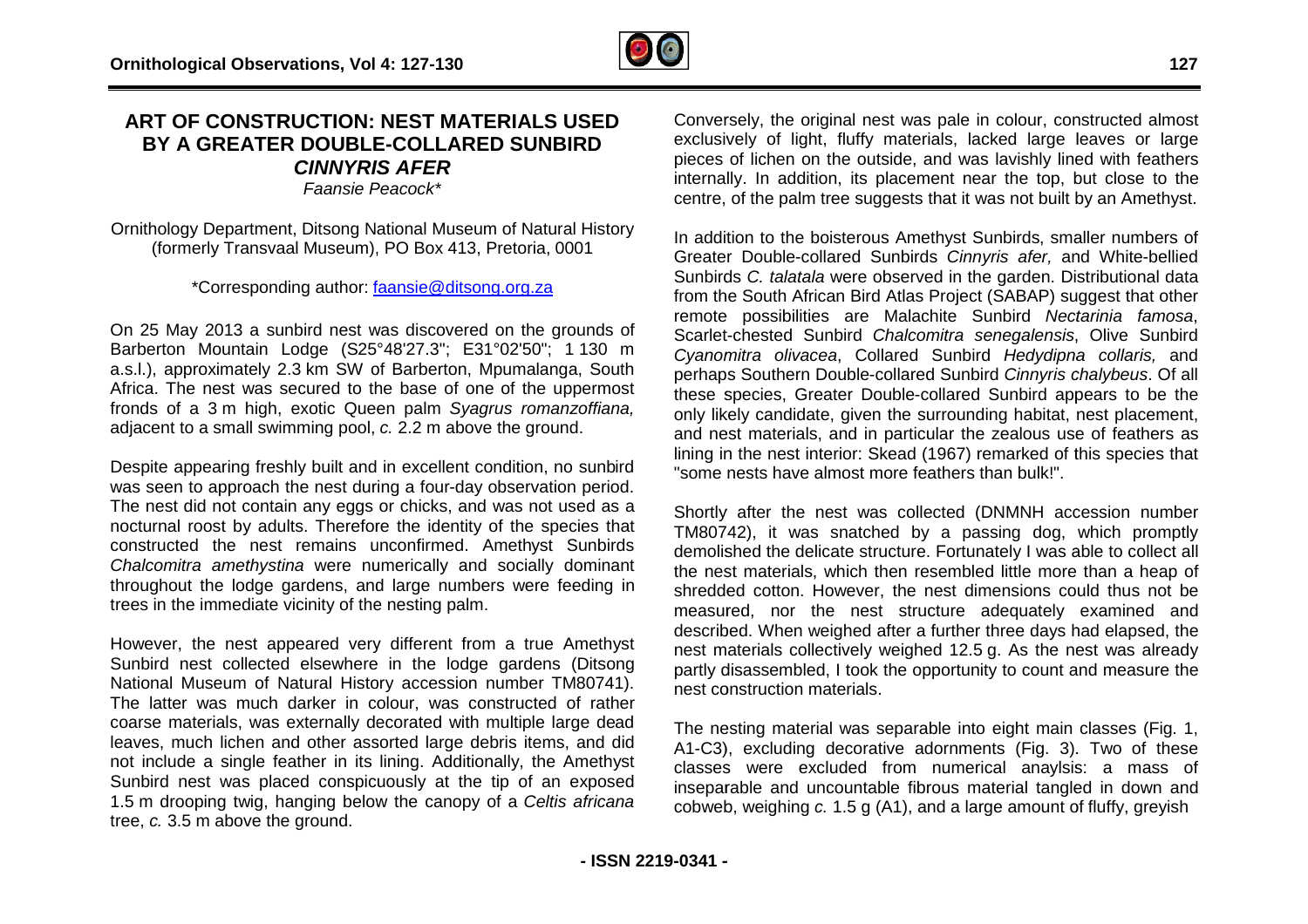# ART OF CONSTRUCTION: NEST MATERIALS USED BY A GREATER DOUBLE-COLLARED SUNBIRD *CINNYRIS AFER*

*Faansie Peacock**

Ornithology Department, Ditsong National Museum of Natural History (formerly Transvaal Museum), PO Box 413, Pretoria, 0001

*Corresponding author: faansie@ditsong.org.za

On 25 May 2013 a sunbird nest was discovered on the grounds of Barberton Mountain Lodge (S25°48'27.3"; E31°02'50"; 1 130 m a.s.l.), approximately 2.3 km SW of Barberton, Mpumalanga, South Africa. The nest was secured to the base of one of the uppermost fronds of a 3 m high, exotic Queen palm *Syagrus romanzoffiana,* adjacent to a small swimming pool, *c.* 2.2 m above the ground.

Despite appearing freshly built and in excellent condition, no sunbird was seen to approach the nest during a four-day observation period. The nest did not contain any eggs or chicks, and was not used as a nocturnal roost by adults. Therefore the identity of the species that constructed the nest remains unconfirmed. Amethyst Sunbirds *Chalcomitra amethystina* were numerically and socially dominant throughout the lodge gardens, and large numbers were feeding in trees in the immediate vicinity of the nesting palm.

However, the nest appeared very different from a true Amethyst Sunbird nest collected elsewhere in the lodge gardens (Ditsong National Museum of Natural History accession number TM80741). The latter was much darker in colour, was constructed of rather coarse materials, was externally decorated with multiple large dead leaves, much lichen and other assorted large debris items, and did not include a single feather in its lining. Additionally, the Amethyst Sunbird nest was placed conspicuously at the tip of an exposed 1.5 m drooping twig, hanging below the canopy of a *Celtis africana* tree, *c.* 3.5 m above the ground.

Conversely, the original nest was pale in colour, constructed almost exclusively of light, fluffy materials, lacked large leaves or large pieces of lichen on the outside, and was lavishly lined with feathers internally. In addition, its placement near the top, but close to the centre, of the palm tree suggests that it was not built by an Amethyst.

In addition to the boisterous Amethyst Sunbirds, smaller numbers of Greater Double-collared Sunbirds *Cinnyris afer,* and White-bellied Sunbirds *C. talatala* were observed in the garden. Distributional data from the South African Bird Atlas Project (SABAP) suggest that other remote possibilities are Malachite Sunbird *Nectarinia famosa*, Scarlet-chested Sunbird *Chalcomitra senegalensis*, Olive Sunbird *Cyanomitra olivacea*, Collared Sunbird *Hedydipna collaris,* and perhaps Southern Double-collared Sunbird *Cinnyris chalybeus*. Of all these species, Greater Double-collared Sunbird appears to be the only likely candidate, given the surrounding habitat, nest placement, and nest materials, and in particular the zealous use of feathers as lining in the nest interior: Skead (1967) remarked of this species that "some nests have almost more feathers than bulk!".

Shortly after the nest was collected (DNMNH accession number TM80742), it was snatched by a passing dog, which promptly demolished the delicate structure. Fortunately I was able to collect all the nest materials, which then resembled little more than a heap of shredded cotton. However, the nest dimensions could thus not be measured, nor the nest structure adequately examined and described. When weighed after a further three days had elapsed, the nest materials collectively weighed 12.5 g. As the nest was already partly disassembled, I took the opportunity to count and measure the nest construction materials.

The nesting material was separable into eight main classes (Fig. 1, A1-C3), excluding decorative adornments (Fig. 3). Two of these classes were excluded from numerical anaylsis: a mass of inseparable and uncountable fibrous material tangled in down and cobweb, weighing *c.* 1.5 g (A1), and a large amount of fluffy, greyish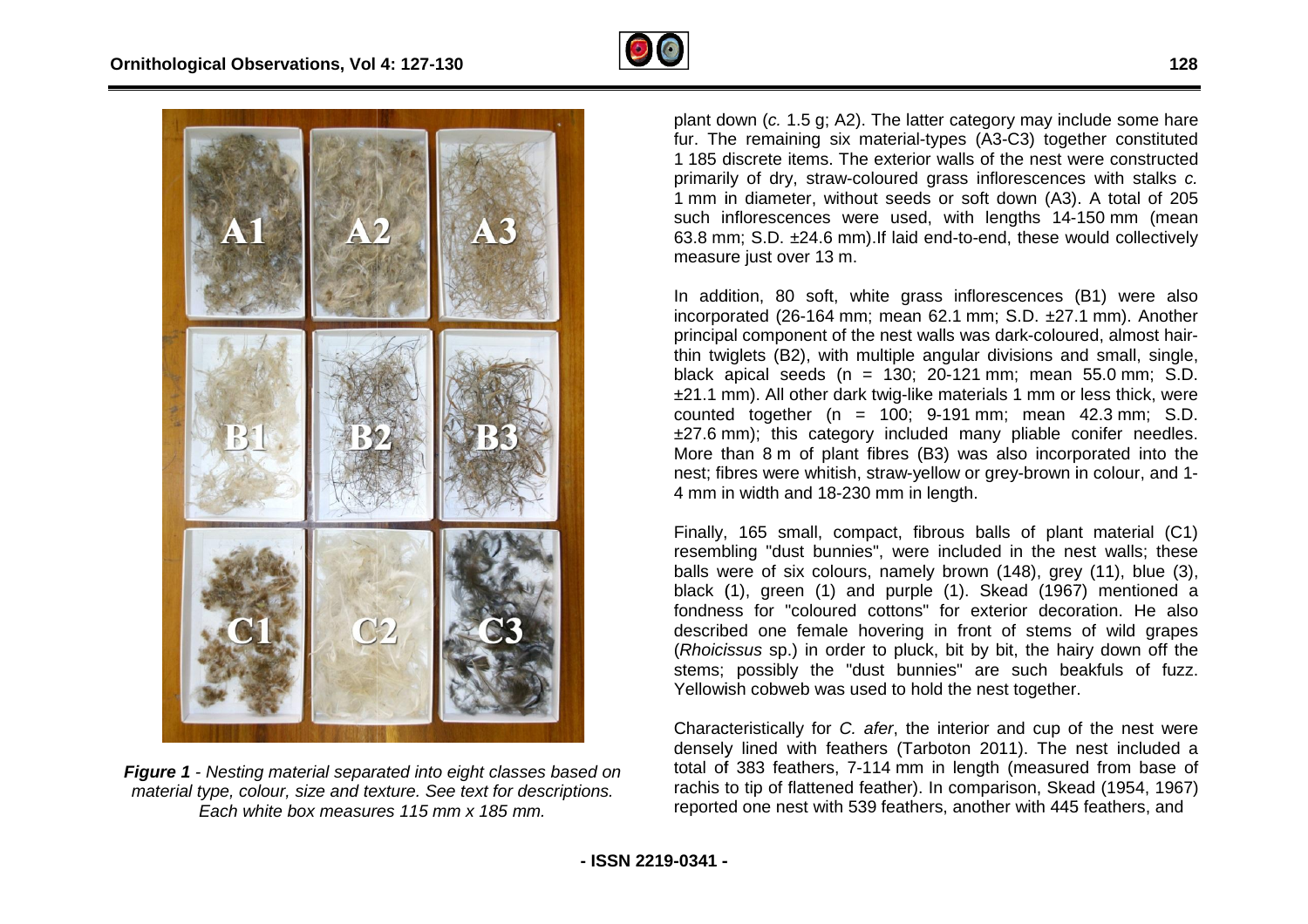*Figure 1 - Nesting material separated into eight classes based on material type, colour, size and texture. See text for descriptions. Each white box measures 115 mm x 185 mm.*

plant down (*c.* 1.5 g; A2). The latter category may include some hare fur. The remaining six material-types (A3-C3) together constituted 1 185 discrete items. The exterior walls of the nest were constructed primarily of dry, straw-coloured grass inflorescences with stalks *c.* 1 mm in diameter, without seeds or soft down (A3). A total of 205 such inflorescences were used, with lengths 14-150 mm (mean 63.8 mm; S.D. ±24.6 mm).If laid end-to-end, these would collectively measure just over 13 m.

In addition, 80 soft, white grass inflorescences (B1) were also incorporated (26-164 mm; mean 62.1 mm; S.D. ±27.1 mm). Another principal component of the nest walls was dark-coloured, almost hair-thin twiglets (B2), with multiple angular divisions and small, single, black apical seeds (n = 130; 20-121 mm; mean 55.0 mm; S.D. ±21.1 mm). All other dark twig-like materials 1 mm or less thick, were counted together (n = 100; 9-191 mm; mean 42.3 mm; S.D. ±27.6 mm); this category included many pliable conifer needles. More than 8 m of plant fibres (B3) was also incorporated into the nest; fibres were whitish, straw-yellow or grey-brown in colour, and 1-4 mm in width and 18-230 mm in length.

Finally, 165 small, compact, fibrous balls of plant material (C1) resembling "dust bunnies", were included in the nest walls; these balls were of six colours, namely brown (148), grey (11), blue (3), black (1), green (1) and purple (1). Skead (1967) mentioned a fondness for "coloured cottons" for exterior decoration. He also described one female hovering in front of stems of wild grapes (*Rhoicissus* sp.) in order to pluck, bit by bit, the hairy down off the stems; possibly the "dust bunnies" are such beakfuls of fuzz. Yellowish cobweb was used to hold the nest together.

Characteristically for *C. afer*, the interior and cup of the nest were densely lined with feathers (Tarboton 2011). The nest included a total of 383 feathers, 7-114 mm in length (measured from base of rachis to tip of flattened feather). In comparison, Skead (1954, 1967) reported one nest with 539 feathers, another with 445 feathers, and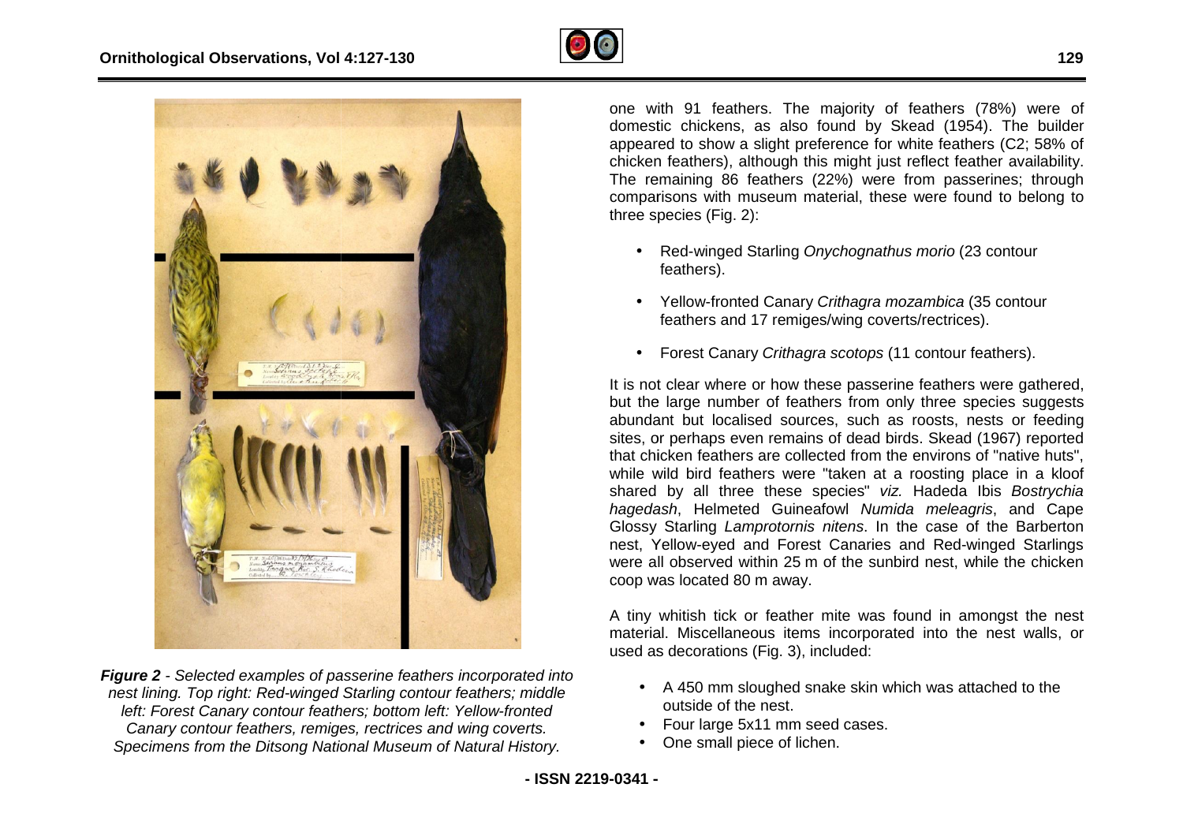*Figure 2 - Selected examples of passerine feathers incorporated into nest lining. Top right: Red-winged Starling contour feathers; middle left: Forest Canary contour feathers; bottom left: Yellow-fronted Canary contour feathers, remiges, rectrices and wing coverts. Specimens from the Ditsong National Museum of Natural History.*

one with 91 feathers. The majority of feathers (78%) were of domestic chickens, as also found by Skead (1954). The builder appeared to show a slight preference for white feathers (C2; 58% of chicken feathers), although this might just reflect feather availability. The remaining 86 feathers (22%) were from passerines; through comparisons with museum material, these were found to belong to three species (Fig. 2):

- Red-winged Starling *Onychognathus morio* (23 contour feathers).
- Yellow-fronted Canary *Crithagra mozambica* (35 contour feathers and 17 remiges/wing coverts/rectrices).
- Forest Canary *Crithagra scotops* (11 contour feathers).

It is not clear where or how these passerine feathers were gathered, but the large number of feathers from only three species suggests abundant but localised sources, such as roosts, nests or feeding sites, or perhaps even remains of dead birds. Skead (1967) reported that chicken feathers are collected from the environs of "native huts", while wild bird feathers were "taken at a roosting place in a kloof shared by all three these species" *viz.* Hadeda Ibis *Bostrychia hagedash*, Helmeted Guineafowl *Numida meleagris*, and Cape Glossy Starling *Lamprotornis nitens*. In the case of the Barberton nest, Yellow-eyed and Forest Canaries and Red-winged Starlings were all observed within 25 m of the sunbird nest, while the chicken coop was located 80 m away.

A tiny whitish tick or feather mite was found in amongst the nest material. Miscellaneous items incorporated into the nest walls, or used as decorations (Fig. 3), included:

- A 450 mm sloughed snake skin which was attached to the outside of the nest.
- Four large 5x11 mm seed cases.
- One small piece of lichen.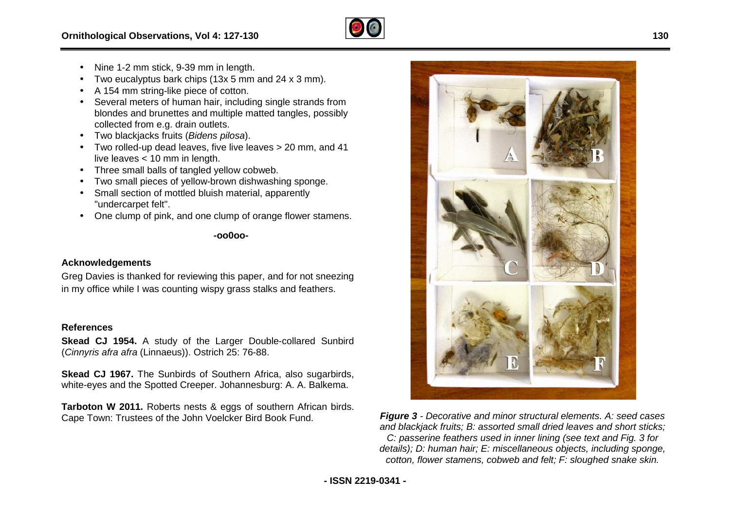- Nine 1-2 mm stick, 9-39 mm in length.
- Two eucalyptus bark chips (13x 5 mm and 24 x 3 mm).
- A 154 mm string-like piece of cotton.
- Several meters of human hair, including single strands from blondes and brunettes and multiple matted tangles, possibly collected from e.g. drain outlets.
- Two blackjacks fruits (*Bidens pilosa*).
- Two rolled-up dead leaves, five live leaves > 20 mm, and 41 live leaves < 10 mm in length.
- Three small balls of tangled yellow cobweb.
- Two small pieces of yellow-brown dishwashing sponge.
- Small section of mottled bluish material, apparently "undercarpet felt".
- One clump of pink, and one clump of orange flower stamens.

**-oo0oo-**

## Acknowledgements

Greg Davies is thanked for reviewing this paper, and for not sneezing in my office while I was counting wispy grass stalks and feathers.

## References

**Skead CJ 1954.** A study of the Larger Double-collared Sunbird (*Cinnyris afra afra* (Linnaeus)). Ostrich 25: 76-88.

**Skead CJ 1967.** The Sunbirds of Southern Africa, also sugarbirds, white-eyes and the Spotted Creeper. Johannesburg: A. A. Balkema.

**Tarboton W 2011.** Roberts nests & eggs of southern African birds. Cape Town: Trustees of the John Voelcker Bird Book Fund.

***Figure 3*** *- Decorative and minor structural elements. A: seed cases and blackjack fruits; B: assorted small dried leaves and short sticks; C: passerine feathers used in inner lining (see text and Fig. 3 for details); D: human hair; E: miscellaneous objects, including sponge, cotton, flower stamens, cobweb and felt; F: sloughed snake skin.*